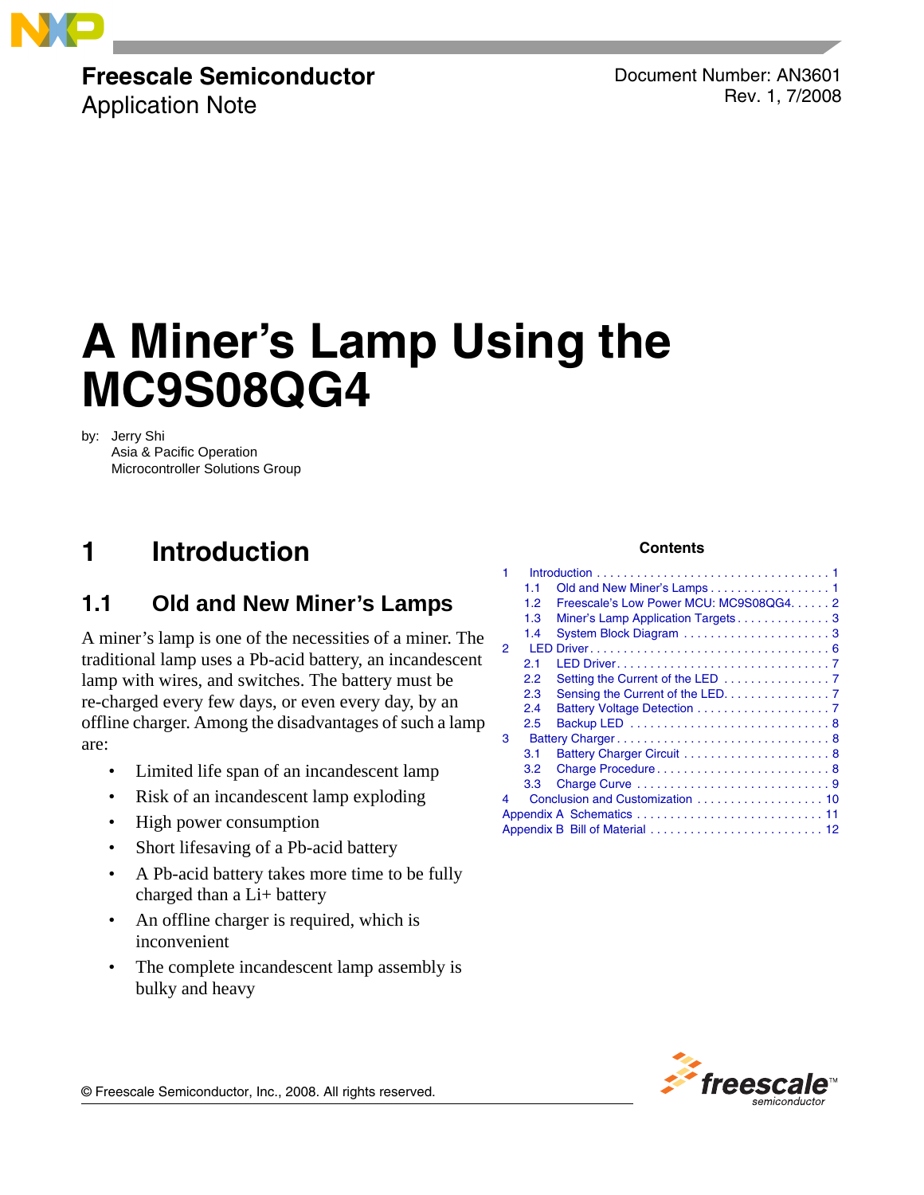Freescale Semiconductor
Application Note

Document Number: AN3601
Rev. 1, 7/2008

# A Miner's Lamp Using the MC9S08QG4

by: Jerry Shi
Asia & Pacific Operation
Microcontroller Solutions Group

**Contents**

| | | |
|---|---|---|
| 1 | Introduction | 1 |
| 1.1 | Old and New Miner's Lamps | 1 |
| 1.2 | Freescale's Low Power MCU: MC9S08QG4 | 2 |
| 1.3 | Miner's Lamp Application Targets | 3 |
| 1.4 | System Block Diagram | 3 |
| 2 | LED Driver | 6 |
| 2.1 | LED Driver | 7 |
| 2.2 | Setting the Current of the LED | 7 |
| 2.3 | Sensing the Current of the LED | 7 |
| 2.4 | Battery Voltage Detection | 7 |
| 2.5 | Backup LED | 8 |
| 3 | Battery Charger | 8 |
| 3.1 | Battery Charger Circuit | 8 |
| 3.2 | Charge Procedure | 8 |
| 3.3 | Charge Curve | 9 |
| 4 | Conclusion and Customization | 10 |
| Appendix A | Schematics | 11 |
| Appendix B | Bill of Material | 12 |

## 1 Introduction

### 1.1 Old and New Miner's Lamps

A miner's lamp is one of the necessities of a miner. The traditional lamp uses a Pb-acid battery, an incandescent lamp with wires, and switches. The battery must be re-charged every few days, or even every day, by an offline charger. Among the disadvantages of such a lamp are:

- Limited life span of an incandescent lamp
- Risk of an incandescent lamp exploding
- High power consumption
- Short lifesaving of a Pb-acid battery
- A Pb-acid battery takes more time to be fully charged than a Li+ battery
- An offline charger is required, which is inconvenient
- The complete incandescent lamp assembly is bulky and heavy

© Freescale Semiconductor, Inc., 2008. All rights reserved.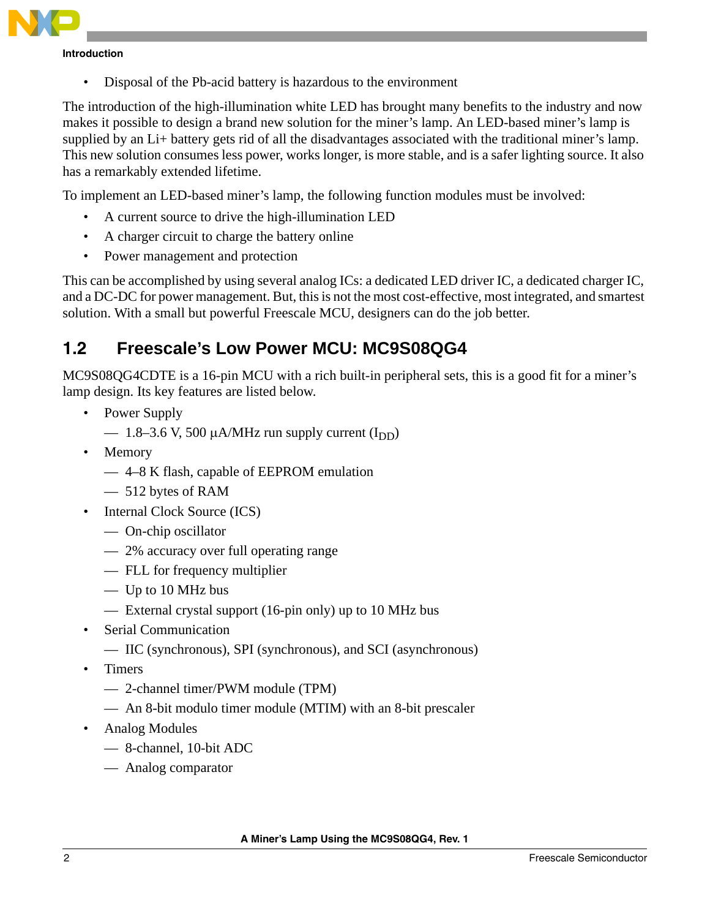- Disposal of the Pb-acid battery is hazardous to the environment

The introduction of the high-illumination white LED has brought many benefits to the industry and now makes it possible to design a brand new solution for the miner's lamp. An LED-based miner's lamp is supplied by an Li+ battery gets rid of all the disadvantages associated with the traditional miner's lamp. This new solution consumes less power, works longer, is more stable, and is a safer lighting source. It also has a remarkably extended lifetime.

To implement an LED-based miner's lamp, the following function modules must be involved:

- A current source to drive the high-illumination LED
- A charger circuit to charge the battery online
- Power management and protection

This can be accomplished by using several analog ICs: a dedicated LED driver IC, a dedicated charger IC, and a DC-DC for power management. But, this is not the most cost-effective, most integrated, and smartest solution. With a small but powerful Freescale MCU, designers can do the job better.

## 1.2 Freescale's Low Power MCU: MC9S08QG4

MC9S08QG4CDTE is a 16-pin MCU with a rich built-in peripheral sets, this is a good fit for a miner's lamp design. Its key features are listed below.

- Power Supply
  - 1.8–3.6 V, 500 μA/MHz run supply current ($I_{DD}$)
- Memory
  - 4–8 K flash, capable of EEPROM emulation
  - 512 bytes of RAM
- Internal Clock Source (ICS)
  - On-chip oscillator
  - 2% accuracy over full operating range
  - FLL for frequency multiplier
  - Up to 10 MHz bus
  - External crystal support (16-pin only) up to 10 MHz bus
- Serial Communication
  - IIC (synchronous), SPI (synchronous), and SCI (asynchronous)
- Timers
  - 2-channel timer/PWM module (TPM)
  - An 8-bit modulo timer module (MTIM) with an 8-bit prescaler
- Analog Modules
  - 8-channel, 10-bit ADC
  - Analog comparator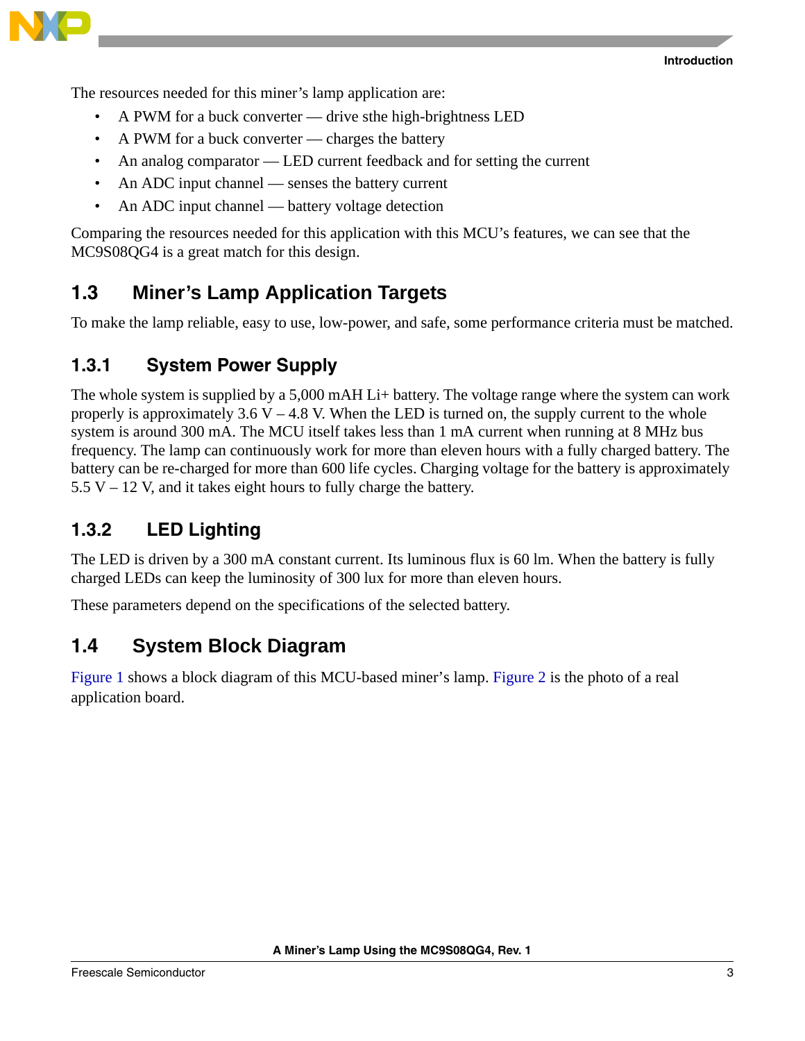The resources needed for this miner's lamp application are:

- A PWM for a buck converter — drive sthe high-brightness LED
- A PWM for a buck converter — charges the battery
- An analog comparator — LED current feedback and for setting the current
- An ADC input channel — senses the battery current
- An ADC input channel — battery voltage detection

Comparing the resources needed for this application with this MCU's features, we can see that the MC9S08QG4 is a great match for this design.

## 1.3 Miner's Lamp Application Targets

To make the lamp reliable, easy to use, low-power, and safe, some performance criteria must be matched.

### 1.3.1 System Power Supply

The whole system is supplied by a 5,000 mAH Li+ battery. The voltage range where the system can work properly is approximately 3.6 V – 4.8 V. When the LED is turned on, the supply current to the whole system is around 300 mA. The MCU itself takes less than 1 mA current when running at 8 MHz bus frequency. The lamp can continuously work for more than eleven hours with a fully charged battery. The battery can be re-charged for more than 600 life cycles. Charging voltage for the battery is approximately 5.5 V – 12 V, and it takes eight hours to fully charge the battery.

### 1.3.2 LED Lighting

The LED is driven by a 300 mA constant current. Its luminous flux is 60 lm. When the battery is fully charged LEDs can keep the luminosity of 300 lux for more than eleven hours.

These parameters depend on the specifications of the selected battery.

## 1.4 System Block Diagram

Figure 1 shows a block diagram of this MCU-based miner's lamp. Figure 2 is the photo of a real application board.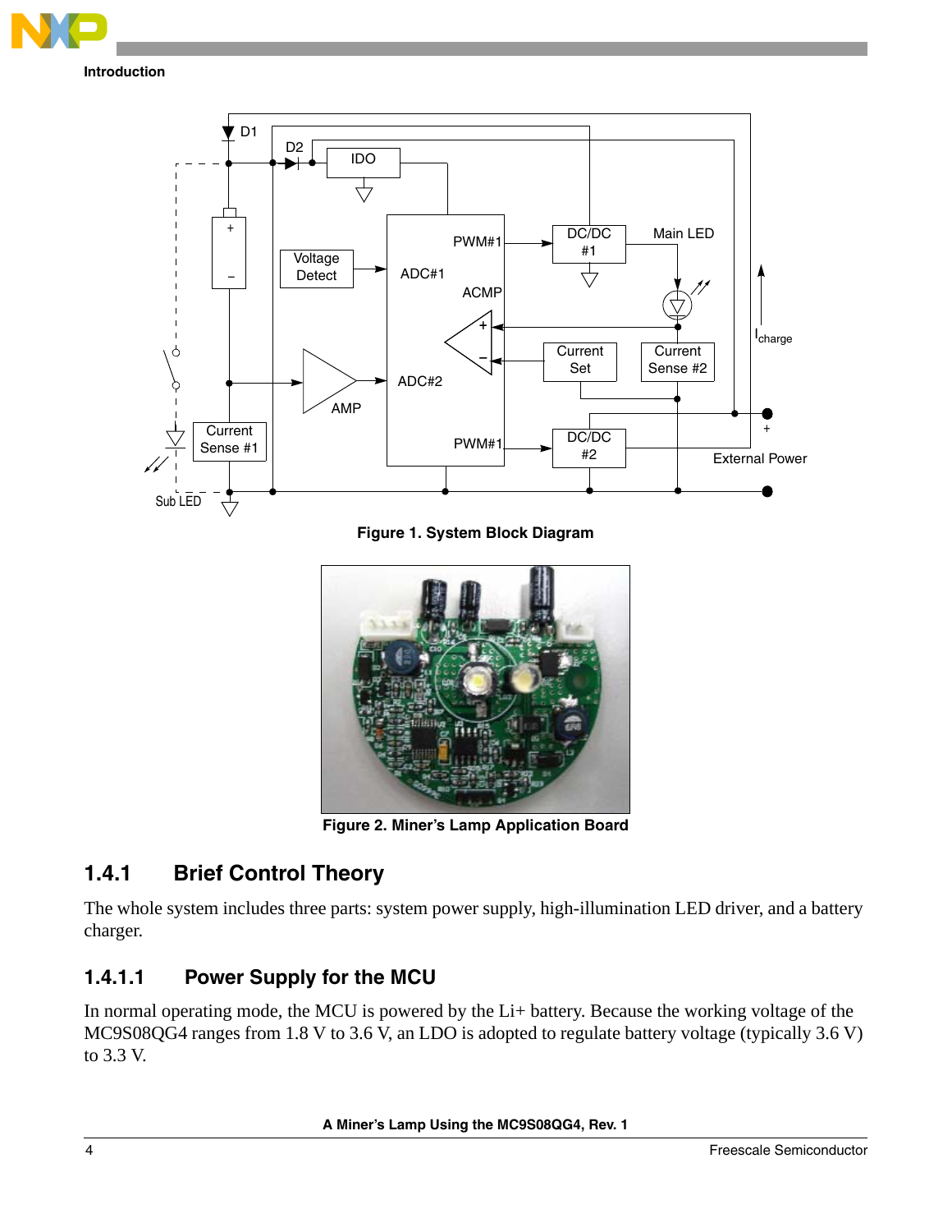Figure 1. System Block Diagram

Figure 2. Miner's Lamp Application Board

### 1.4.1 Brief Control Theory

The whole system includes three parts: system power supply, high-illumination LED driver, and a battery charger.

#### 1.4.1.1 Power Supply for the MCU

In normal operating mode, the MCU is powered by the Li+ battery. Because the working voltage of the MC9S08QG4 ranges from 1.8 V to 3.6 V, an LDO is adopted to regulate battery voltage (typically 3.6 V) to 3.3 V.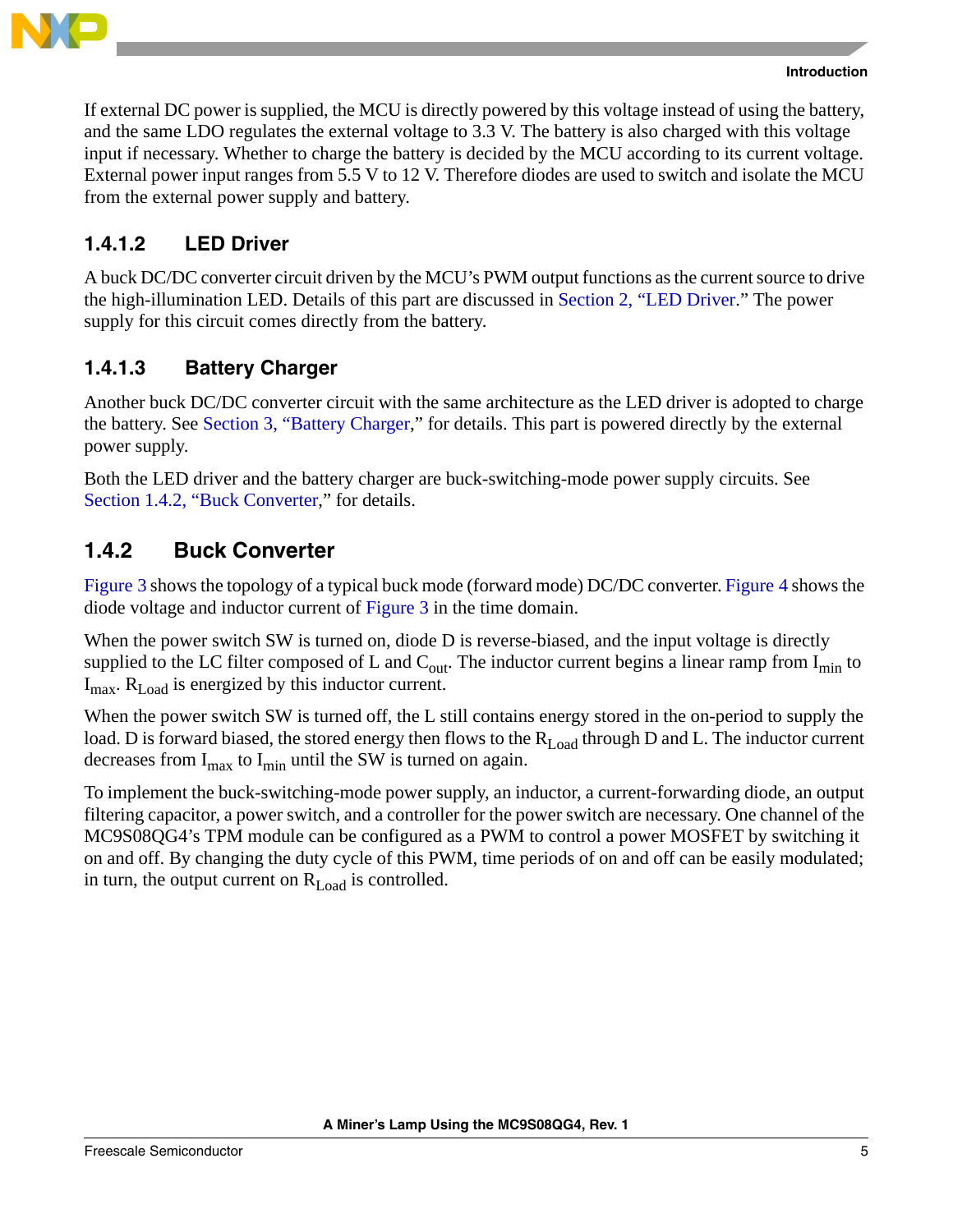If external DC power is supplied, the MCU is directly powered by this voltage instead of using the battery, and the same LDO regulates the external voltage to 3.3 V. The battery is also charged with this voltage input if necessary. Whether to charge the battery is decided by the MCU according to its current voltage. External power input ranges from 5.5 V to 12 V. Therefore diodes are used to switch and isolate the MCU from the external power supply and battery.

#### 1.4.1.2 LED Driver

A buck DC/DC converter circuit driven by the MCU's PWM output functions as the current source to drive the high-illumination LED. Details of this part are discussed in Section 2, "LED Driver." The power supply for this circuit comes directly from the battery.

#### 1.4.1.3 Battery Charger

Another buck DC/DC converter circuit with the same architecture as the LED driver is adopted to charge the battery. See Section 3, "Battery Charger," for details. This part is powered directly by the external power supply.

Both the LED driver and the battery charger are buck-switching-mode power supply circuits. See Section 1.4.2, "Buck Converter," for details.

### 1.4.2 Buck Converter

Figure 3 shows the topology of a typical buck mode (forward mode) DC/DC converter. Figure 4 shows the diode voltage and inductor current of Figure 3 in the time domain.

When the power switch SW is turned on, diode D is reverse-biased, and the input voltage is directly supplied to the LC filter composed of L and $C_{out}$. The inductor current begins a linear ramp from $I_{min}$ to $I_{max}$. $R_{Load}$ is energized by this inductor current.

When the power switch SW is turned off, the L still contains energy stored in the on-period to supply the load. D is forward biased, the stored energy then flows to the $R_{Load}$ through D and L. The inductor current decreases from $I_{max}$ to $I_{min}$ until the SW is turned on again.

To implement the buck-switching-mode power supply, an inductor, a current-forwarding diode, an output filtering capacitor, a power switch, and a controller for the power switch are necessary. One channel of the MC9S08QG4's TPM module can be configured as a PWM to control a power MOSFET by switching it on and off. By changing the duty cycle of this PWM, time periods of on and off can be easily modulated; in turn, the output current on $R_{Load}$ is controlled.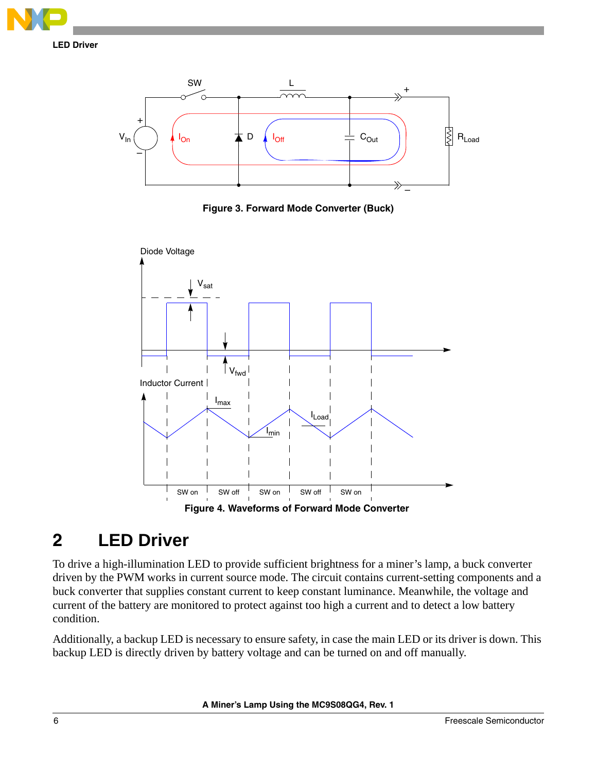Figure 3. Forward Mode Converter (Buck)

Figure 4. Waveforms of Forward Mode Converter

## 2 LED Driver

To drive a high-illumination LED to provide sufficient brightness for a miner's lamp, a buck converter driven by the PWM works in current source mode. The circuit contains current-setting components and a buck converter that supplies constant current to keep constant luminance. Meanwhile, the voltage and current of the battery are monitored to protect against too high a current and to detect a low battery condition.

Additionally, a backup LED is necessary to ensure safety, in case the main LED or its driver is down. This backup LED is directly driven by battery voltage and can be turned on and off manually.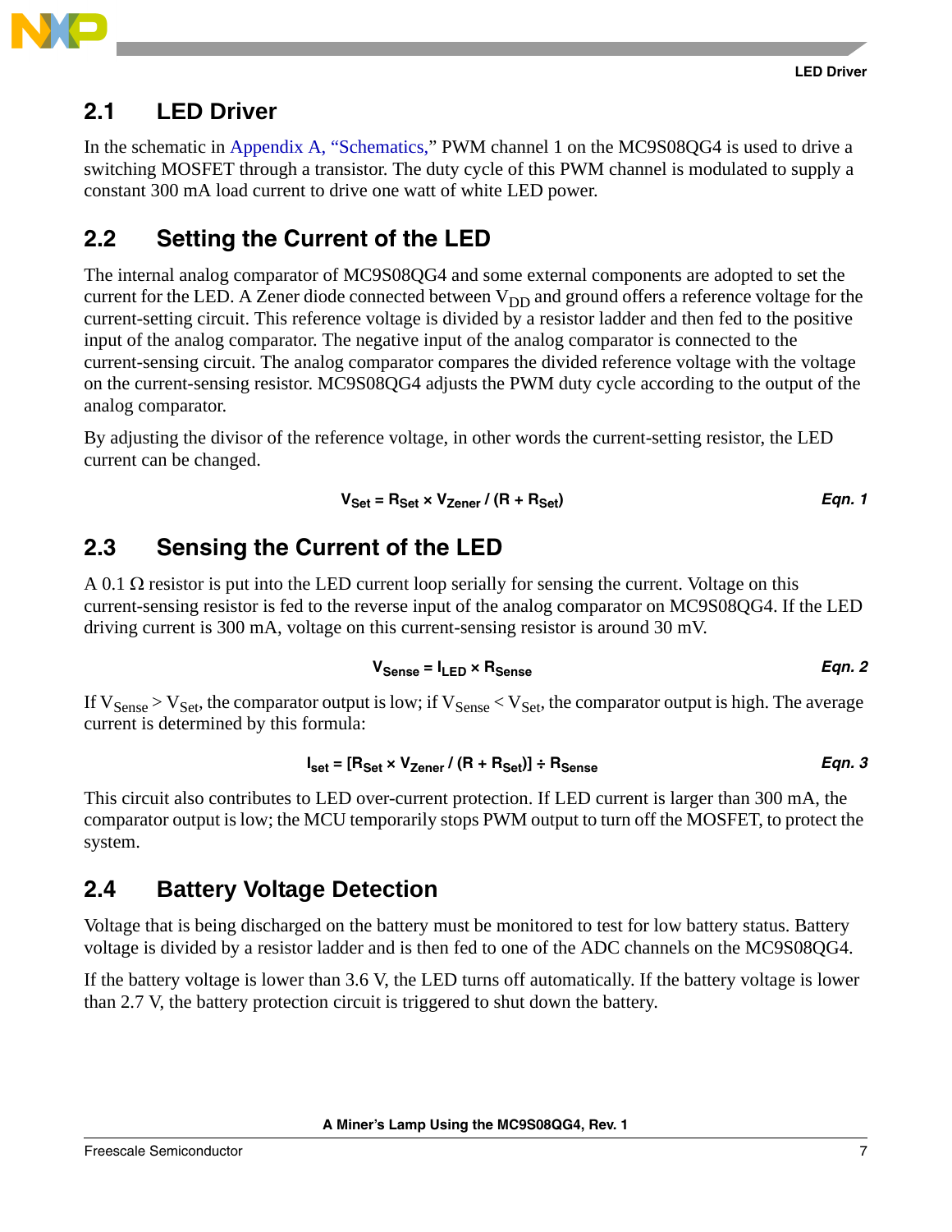## 2.1 LED Driver

In the schematic in Appendix A, "Schematics," PWM channel 1 on the MC9S08QG4 is used to drive a switching MOSFET through a transistor. The duty cycle of this PWM channel is modulated to supply a constant 300 mA load current to drive one watt of white LED power.

## 2.2 Setting the Current of the LED

The internal analog comparator of MC9S08QG4 and some external components are adopted to set the current for the LED. A Zener diode connected between $V_{DD}$ and ground offers a reference voltage for the current-setting circuit. This reference voltage is divided by a resistor ladder and then fed to the positive input of the analog comparator. The negative input of the analog comparator is connected to the current-sensing circuit. The analog comparator compares the divided reference voltage with the voltage on the current-sensing resistor. MC9S08QG4 adjusts the PWM duty cycle according to the output of the analog comparator.

By adjusting the divisor of the reference voltage, in other words the current-setting resistor, the LED current can be changed.

$$V_{Set} = R_{Set} \times V_{Zener} / (R + R_{Set}) \qquad \textit{Eqn. 1}$$

## 2.3 Sensing the Current of the LED

A 0.1 Ω resistor is put into the LED current loop serially for sensing the current. Voltage on this current-sensing resistor is fed to the reverse input of the analog comparator on MC9S08QG4. If the LED driving current is 300 mA, voltage on this current-sensing resistor is around 30 mV.

$$V_{Sense} = I_{LED} \times R_{Sense} \qquad \textit{Eqn. 2}$$

If $V_{Sense} > V_{Set}$, the comparator output is low; if $V_{Sense} < V_{Set}$, the comparator output is high. The average current is determined by this formula:

$$I_{set} = [R_{Set} \times V_{Zener} / (R + R_{Set})] \div R_{Sense} \qquad \textit{Eqn. 3}$$

This circuit also contributes to LED over-current protection. If LED current is larger than 300 mA, the comparator output is low; the MCU temporarily stops PWM output to turn off the MOSFET, to protect the system.

## 2.4 Battery Voltage Detection

Voltage that is being discharged on the battery must be monitored to test for low battery status. Battery voltage is divided by a resistor ladder and is then fed to one of the ADC channels on the MC9S08QG4.

If the battery voltage is lower than 3.6 V, the LED turns off automatically. If the battery voltage is lower than 2.7 V, the battery protection circuit is triggered to shut down the battery.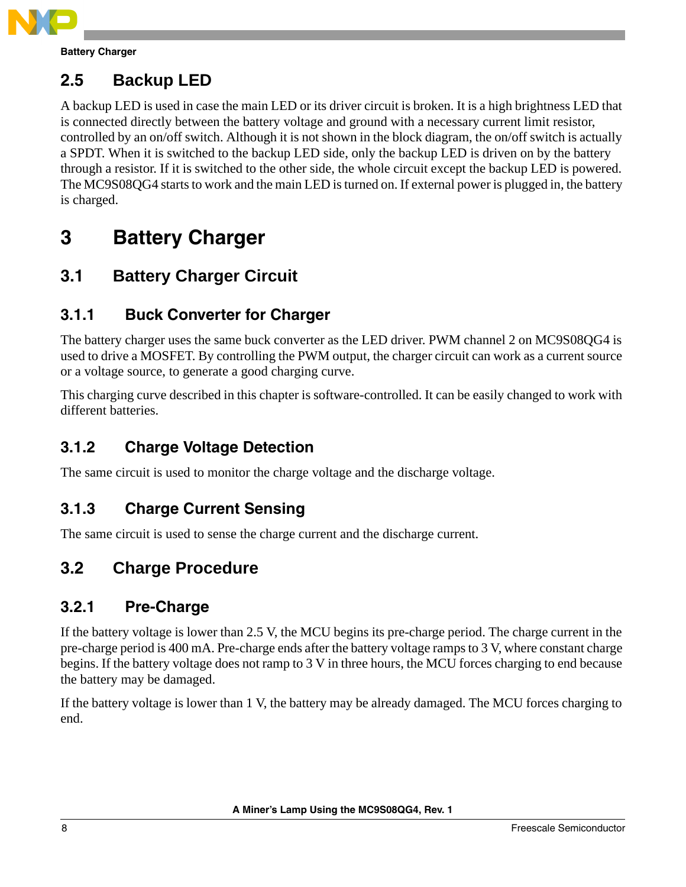## 2.5 Backup LED

A backup LED is used in case the main LED or its driver circuit is broken. It is a high brightness LED that is connected directly between the battery voltage and ground with a necessary current limit resistor, controlled by an on/off switch. Although it is not shown in the block diagram, the on/off switch is actually a SPDT. When it is switched to the backup LED side, only the backup LED is driven on by the battery through a resistor. If it is switched to the other side, the whole circuit except the backup LED is powered. The MC9S08QG4 starts to work and the main LED is turned on. If external power is plugged in, the battery is charged.

# 3 Battery Charger

## 3.1 Battery Charger Circuit

### 3.1.1 Buck Converter for Charger

The battery charger uses the same buck converter as the LED driver. PWM channel 2 on MC9S08QG4 is used to drive a MOSFET. By controlling the PWM output, the charger circuit can work as a current source or a voltage source, to generate a good charging curve.

This charging curve described in this chapter is software-controlled. It can be easily changed to work with different batteries.

### 3.1.2 Charge Voltage Detection

The same circuit is used to monitor the charge voltage and the discharge voltage.

### 3.1.3 Charge Current Sensing

The same circuit is used to sense the charge current and the discharge current.

## 3.2 Charge Procedure

### 3.2.1 Pre-Charge

If the battery voltage is lower than 2.5 V, the MCU begins its pre-charge period. The charge current in the pre-charge period is 400 mA. Pre-charge ends after the battery voltage ramps to 3 V, where constant charge begins. If the battery voltage does not ramp to 3 V in three hours, the MCU forces charging to end because the battery may be damaged.

If the battery voltage is lower than 1 V, the battery may be already damaged. The MCU forces charging to end.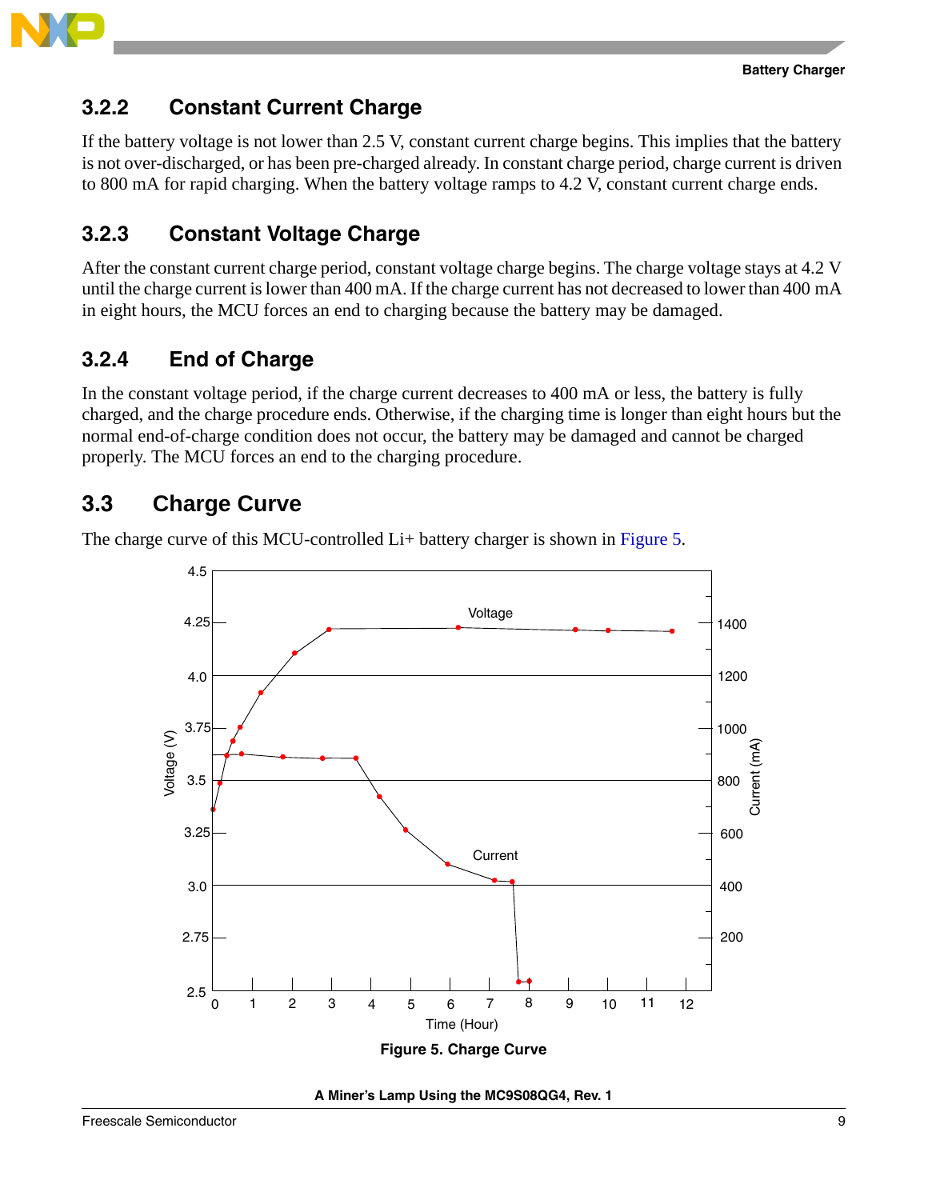### 3.2.2 Constant Current Charge

If the battery voltage is not lower than 2.5 V, constant current charge begins. This implies that the battery is not over-discharged, or has been pre-charged already. In constant charge period, charge current is driven to 800 mA for rapid charging. When the battery voltage ramps to 4.2 V, constant current charge ends.

### 3.2.3 Constant Voltage Charge

After the constant current charge period, constant voltage charge begins. The charge voltage stays at 4.2 V until the charge current is lower than 400 mA. If the charge current has not decreased to lower than 400 mA in eight hours, the MCU forces an end to charging because the battery may be damaged.

### 3.2.4 End of Charge

In the constant voltage period, if the charge current decreases to 400 mA or less, the battery is fully charged, and the charge procedure ends. Otherwise, if the charging time is longer than eight hours but the normal end-of-charge condition does not occur, the battery may be damaged and cannot be charged properly. The MCU forces an end to the charging procedure.

## 3.3 Charge Curve

The charge curve of this MCU-controlled Li+ battery charger is shown in Figure 5.

**Figure 5. Charge Curve**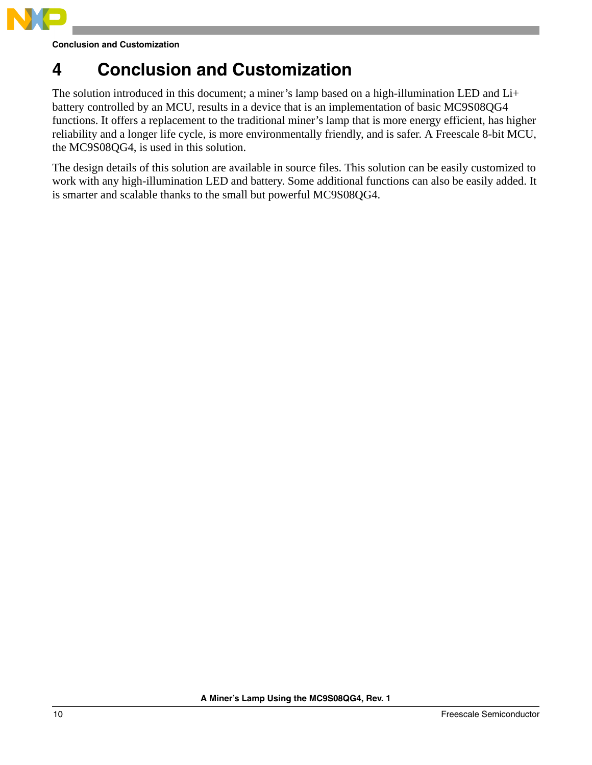# 4 Conclusion and Customization

The solution introduced in this document; a miner's lamp based on a high-illumination LED and Li+ battery controlled by an MCU, results in a device that is an implementation of basic MC9S08QG4 functions. It offers a replacement to the traditional miner's lamp that is more energy efficient, has higher reliability and a longer life cycle, is more environmentally friendly, and is safer. A Freescale 8-bit MCU, the MC9S08QG4, is used in this solution.

The design details of this solution are available in source files. This solution can be easily customized to work with any high-illumination LED and battery. Some additional functions can also be easily added. It is smarter and scalable thanks to the small but powerful MC9S08QG4.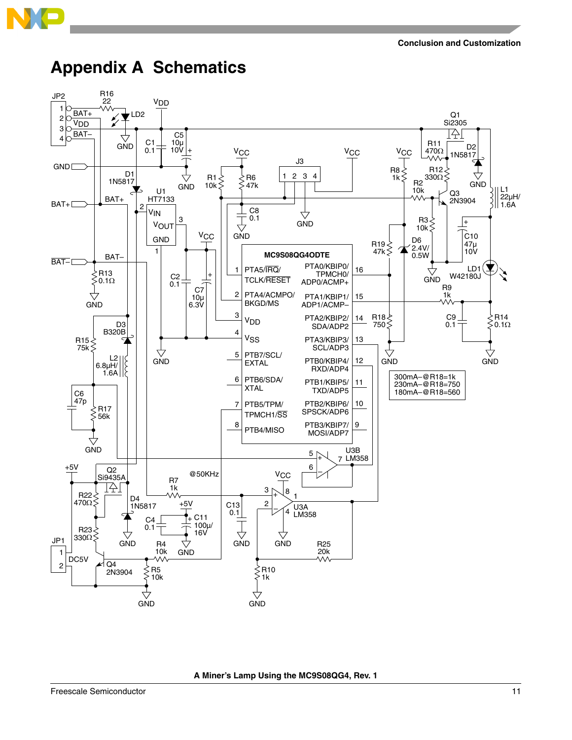# Appendix A Schematics

300mA—@R18=1k
230mA—@R18=750
180mA—@R18=560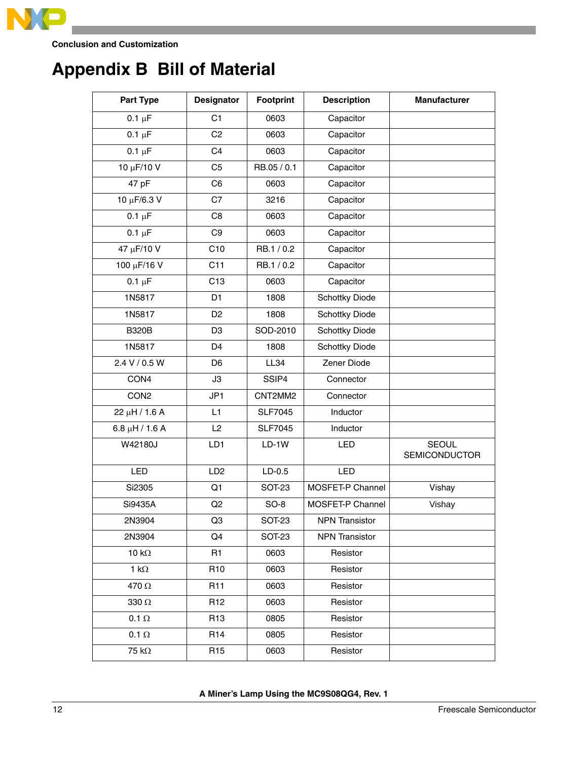# Appendix B Bill of Material

| Part Type | Designator | Footprint | Description | Manufacturer |
|---|---|---|---|---|
| 0.1 μF | C1 | 0603 | Capacitor | |
| 0.1 μF | C2 | 0603 | Capacitor | |
| 0.1 μF | C4 | 0603 | Capacitor | |
| 10 μF/10 V | C5 | RB.05 / 0.1 | Capacitor | |
| 47 pF | C6 | 0603 | Capacitor | |
| 10 μF/6.3 V | C7 | 3216 | Capacitor | |
| 0.1 μF | C8 | 0603 | Capacitor | |
| 0.1 μF | C9 | 0603 | Capacitor | |
| 47 μF/10 V | C10 | RB.1 / 0.2 | Capacitor | |
| 100 μF/16 V | C11 | RB.1 / 0.2 | Capacitor | |
| 0.1 μF | C13 | 0603 | Capacitor | |
| 1N5817 | D1 | 1808 | Schottky Diode | |
| 1N5817 | D2 | 1808 | Schottky Diode | |
| B320B | D3 | SOD-2010 | Schottky Diode | |
| 1N5817 | D4 | 1808 | Schottky Diode | |
| 2.4 V / 0.5 W | D6 | LL34 | Zener Diode | |
| CON4 | J3 | SSIP4 | Connector | |
| CON2 | JP1 | CNT2MM2 | Connector | |
| 22 μH / 1.6 A | L1 | SLF7045 | Inductor | |
| 6.8 μH / 1.6 A | L2 | SLF7045 | Inductor | |
| W42180J | LD1 | LD-1W | LED | SEOUL SEMICONDUCTOR |
| LED | LD2 | LD-0.5 | LED | |
| Si2305 | Q1 | SOT-23 | MOSFET-P Channel | Vishay |
| Si9435A | Q2 | SO-8 | MOSFET-P Channel | Vishay |
| 2N3904 | Q3 | SOT-23 | NPN Transistor | |
| 2N3904 | Q4 | SOT-23 | NPN Transistor | |
| 10 kΩ | R1 | 0603 | Resistor | |
| 1 kΩ | R10 | 0603 | Resistor | |
| 470 Ω | R11 | 0603 | Resistor | |
| 330 Ω | R12 | 0603 | Resistor | |
| 0.1 Ω | R13 | 0805 | Resistor | |
| 0.1 Ω | R14 | 0805 | Resistor | |
| 75 kΩ | R15 | 0603 | Resistor | |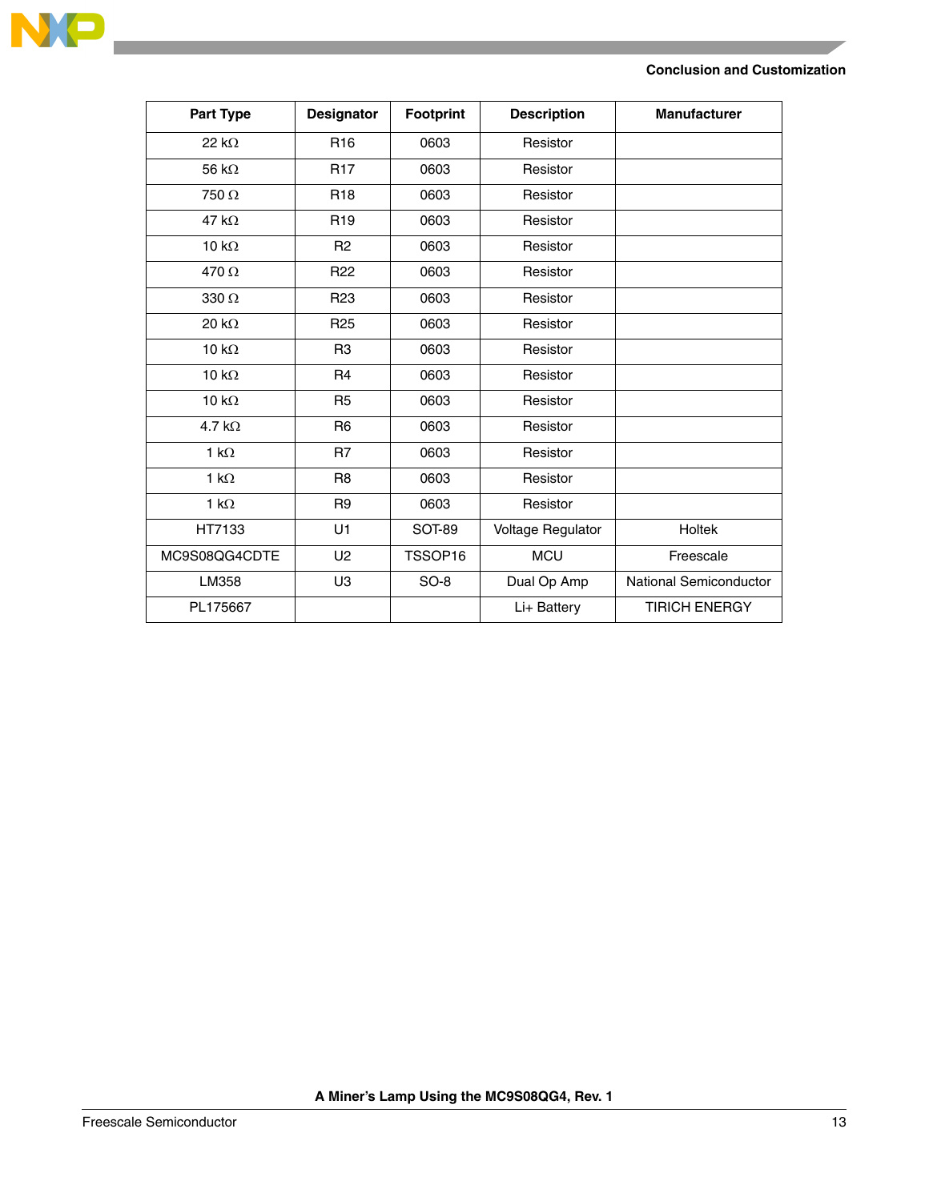| Part Type | Designator | Footprint | Description | Manufacturer |
|---|---|---|---|---|
| 22 kΩ | R16 | 0603 | Resistor | |
| 56 kΩ | R17 | 0603 | Resistor | |
| 750 Ω | R18 | 0603 | Resistor | |
| 47 kΩ | R19 | 0603 | Resistor | |
| 10 kΩ | R2 | 0603 | Resistor | |
| 470 Ω | R22 | 0603 | Resistor | |
| 330 Ω | R23 | 0603 | Resistor | |
| 20 kΩ | R25 | 0603 | Resistor | |
| 10 kΩ | R3 | 0603 | Resistor | |
| 10 kΩ | R4 | 0603 | Resistor | |
| 10 kΩ | R5 | 0603 | Resistor | |
| 4.7 kΩ | R6 | 0603 | Resistor | |
| 1 kΩ | R7 | 0603 | Resistor | |
| 1 kΩ | R8 | 0603 | Resistor | |
| 1 kΩ | R9 | 0603 | Resistor | |
| HT7133 | U1 | SOT-89 | Voltage Regulator | Holtek |
| MC9S08QG4CDTE | U2 | TSSOP16 | MCU | Freescale |
| LM358 | U3 | SO-8 | Dual Op Amp | National Semiconductor |
| PL175667 | | | Li+ Battery | TIRICH ENERGY |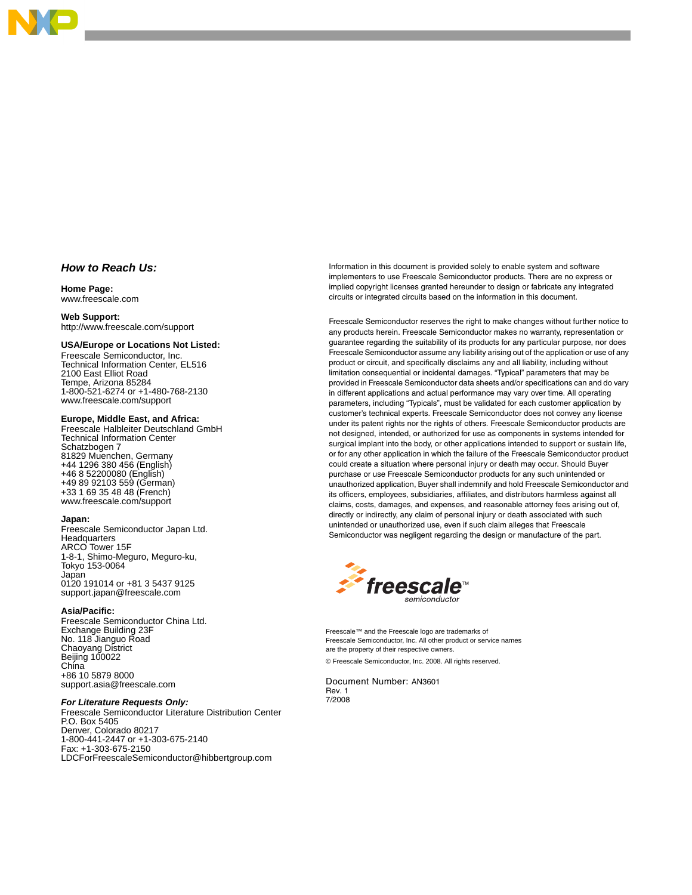### *How to Reach Us:*

**Home Page:**
www.freescale.com

**Web Support:**
http://www.freescale.com/support

**USA/Europe or Locations Not Listed:**
Freescale Semiconductor, Inc.
Technical Information Center, EL516
2100 East Elliot Road
Tempe, Arizona 85284
1-800-521-6274 or +1-480-768-2130
www.freescale.com/support

**Europe, Middle East, and Africa:**
Freescale Halbleiter Deutschland GmbH
Technical Information Center
Schatzbogen 7
81829 Muenchen, Germany
+44 1296 380 456 (English)
+46 8 52200080 (English)
+49 89 92103 559 (German)
+33 1 69 35 48 48 (French)
www.freescale.com/support

**Japan:**
Freescale Semiconductor Japan Ltd.
Headquarters
ARCO Tower 15F
1-8-1, Shimo-Meguro, Meguro-ku,
Tokyo 153-0064
Japan
0120 191014 or +81 3 5437 9125
support.japan@freescale.com

**Asia/Pacific:**
Freescale Semiconductor China Ltd.
Exchange Building 23F
No. 118 Jianguo Road
Chaoyang District
Beijing 100022
China
+86 10 5879 8000
support.asia@freescale.com

***For Literature Requests Only:***
Freescale Semiconductor Literature Distribution Center
P.O. Box 5405
Denver, Colorado 80217
1-800-441-2447 or +1-303-675-2140
Fax: +1-303-675-2150
LDCForFreescaleSemiconductor@hibbertgroup.com

Information in this document is provided solely to enable system and software implementers to use Freescale Semiconductor products. There are no express or implied copyright licenses granted hereunder to design or fabricate any integrated circuits or integrated circuits based on the information in this document.

Freescale Semiconductor reserves the right to make changes without further notice to any products herein. Freescale Semiconductor makes no warranty, representation or guarantee regarding the suitability of its products for any particular purpose, nor does Freescale Semiconductor assume any liability arising out of the application or use of any product or circuit, and specifically disclaims any and all liability, including without limitation consequential or incidental damages. "Typical" parameters that may be provided in Freescale Semiconductor data sheets and/or specifications can and do vary in different applications and actual performance may vary over time. All operating parameters, including "Typicals", must be validated for each customer application by customer's technical experts. Freescale Semiconductor does not convey any license under its patent rights nor the rights of others. Freescale Semiconductor products are not designed, intended, or authorized for use as components in systems intended for surgical implant into the body, or other applications intended to support or sustain life, or for any other application in which the failure of the Freescale Semiconductor product could create a situation where personal injury or death may occur. Should Buyer purchase or use Freescale Semiconductor products for any such unintended or unauthorized application, Buyer shall indemnify and hold Freescale Semiconductor and its officers, employees, subsidiaries, affiliates, and distributors harmless against all claims, costs, damages, and expenses, and reasonable attorney fees arising out of, directly or indirectly, any claim of personal injury or death associated with such unintended or unauthorized use, even if such claim alleges that Freescale Semiconductor was negligent regarding the design or manufacture of the part.

Freescale™ and the Freescale logo are trademarks of Freescale Semiconductor, Inc. All other product or service names are the property of their respective owners.

© Freescale Semiconductor, Inc. 2008. All rights reserved.

Document Number: AN3601
Rev. 1
7/2008